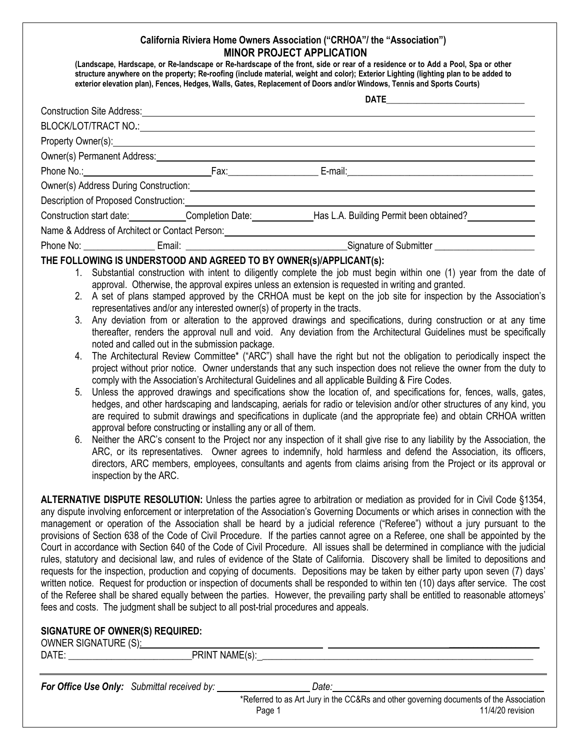**California Riviera Home Owners Association ("CRHOA"/ the "Association")**

**MINOR PROJECT APPLICATION**

**(Landscape, Hardscape, or Re-landscape or Re-hardscape of the front, side or rear of a residence or to Add a Pool, Spa or other structure anywhere on the property; Re-roofing (include material, weight and color); Exterior Lighting (lighting plan to be added to exterior elevation plan), Fences, Hedges, Walls, Gates, Replacement of Doors and/or Windows, Tennis and Sports Courts)**

**DATE**______________________________

Construction Site Address:______________________________

BLOCK/LOT/TRACT NO.:______________________________

Property Owner(s):______________________________

Owner(s) Permanent Address:______________________________

Phone No.:______________________ Fax:__________________ E-mail:______________________________

Owner(s) Address During Construction:______________________________

Description of Proposed Construction:______________________________

Construction start date:__________ Completion Date:__________ Has L.A. Building Permit been obtained?__________

Name & Address of Architect or Contact Person:______________________________

Phone No: ______________ Email: ______________________________ Signature of Submitter ____________________

**THE FOLLOWING IS UNDERSTOOD AND AGREED TO BY OWNER(s)/APPLICANT(s):**

1. Substantial construction with intent to diligently complete the job must begin within one (1) year from the date of approval. Otherwise, the approval expires unless an extension is requested in writing and granted.
2. A set of plans stamped approved by the CRHOA must be kept on the job site for inspection by the Association's representatives and/or any interested owner(s) of property in the tracts.
3. Any deviation from or alteration to the approved drawings and specifications, during construction or at any time thereafter, renders the approval null and void. Any deviation from the Architectural Guidelines must be specifically noted and called out in the submission package.
4. The Architectural Review Committee* ("ARC") shall have the right but not the obligation to periodically inspect the project without prior notice. Owner understands that any such inspection does not relieve the owner from the duty to comply with the Association's Architectural Guidelines and all applicable Building & Fire Codes.
5. Unless the approved drawings and specifications show the location of, and specifications for, fences, walls, gates, hedges, and other hardscaping and landscaping, aerials for radio or television and/or other structures of any kind, you are required to submit drawings and specifications in duplicate (and the appropriate fee) and obtain CRHOA written approval before constructing or installing any or all of them.
6. Neither the ARC's consent to the Project nor any inspection of it shall give rise to any liability by the Association, the ARC, or its representatives. Owner agrees to indemnify, hold harmless and defend the Association, its officers, directors, ARC members, employees, consultants and agents from claims arising from the Project or its approval or inspection by the ARC.

**ALTERNATIVE DISPUTE RESOLUTION:** Unless the parties agree to arbitration or mediation as provided for in Civil Code §1354, any dispute involving enforcement or interpretation of the Association's Governing Documents or which arises in connection with the management or operation of the Association shall be heard by a judicial reference ("Referee") without a jury pursuant to the provisions of Section 638 of the Code of Civil Procedure. If the parties cannot agree on a Referee, one shall be appointed by the Court in accordance with Section 640 of the Code of Civil Procedure. All issues shall be determined in compliance with the judicial rules, statutory and decisional law, and rules of evidence of the State of California. Discovery shall be limited to depositions and requests for the inspection, production and copying of documents. Depositions may be taken by either party upon seven (7) days' written notice. Request for production or inspection of documents shall be responded to within ten (10) days after service. The cost of the Referee shall be shared equally between the parties. However, the prevailing party shall be entitled to reasonable attorneys' fees and costs. The judgment shall be subject to all post-trial procedures and appeals.

**SIGNATURE OF OWNER(S) REQUIRED:**

OWNER SIGNATURE (S):______________________________ ______________________________

DATE: ________________________ PRINT NAME(s):______________________________

***For Office Use Only:*** *Submittal received by:* ____________________ *Date:* ______________________________

*Referred to as Art Jury in the CC&Rs and other governing documents of the Association

11/4/20 revision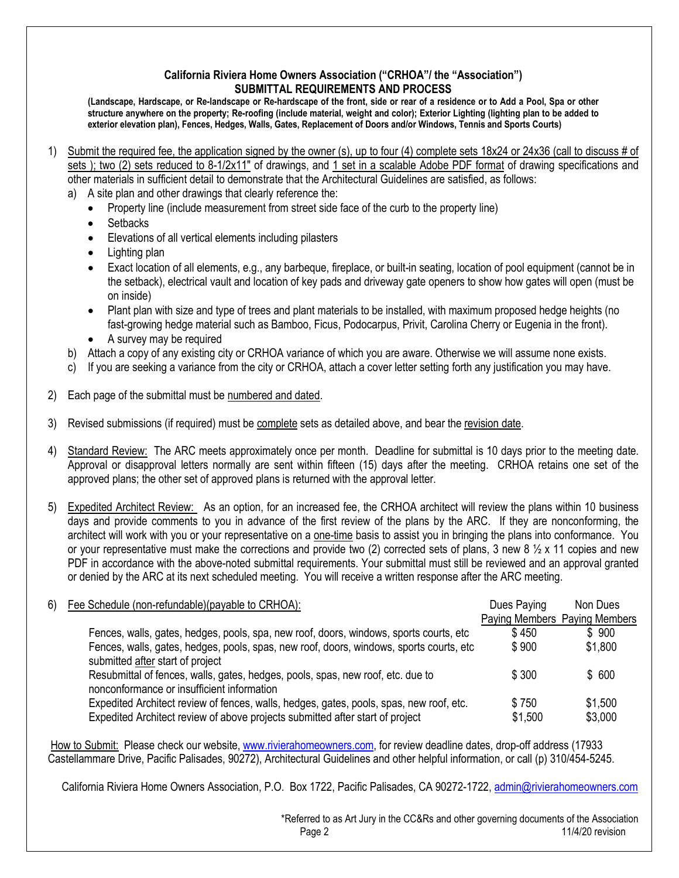**California Riviera Home Owners Association ("CRHOA"/ the "Association")**
**SUBMITTAL REQUIREMENTS AND PROCESS**

**(Landscape, Hardscape, or Re-landscape or Re-hardscape of the front, side or rear of a residence or to Add a Pool, Spa or other structure anywhere on the property; Re-roofing (include material, weight and color); Exterior Lighting (lighting plan to be added to exterior elevation plan), Fences, Hedges, Walls, Gates, Replacement of Doors and/or Windows, Tennis and Sports Courts)**

1) Submit the required fee, the application signed by the owner (s), up to four (4) complete sets 18x24 or 24x36 (call to discuss # of sets ); two (2) sets reduced to 8-1/2x11" of drawings, and 1 set in a scalable Adobe PDF format of drawing specifications and other materials in sufficient detail to demonstrate that the Architectural Guidelines are satisfied, as follows:
   a) A site plan and other drawings that clearly reference the:
      - Property line (include measurement from street side face of the curb to the property line)
      - Setbacks
      - Elevations of all vertical elements including pilasters
      - Lighting plan
      - Exact location of all elements, e.g., any barbeque, fireplace, or built-in seating, location of pool equipment (cannot be in the setback), electrical vault and location of key pads and driveway gate openers to show how gates will open (must be on inside)
      - Plant plan with size and type of trees and plant materials to be installed, with maximum proposed hedge heights (no fast-growing hedge material such as Bamboo, Ficus, Podocarpus, Privit, Carolina Cherry or Eugenia in the front).
      - A survey may be required
   b) Attach a copy of any existing city or CRHOA variance of which you are aware. Otherwise we will assume none exists.
   c) If you are seeking a variance from the city or CRHOA, attach a cover letter setting forth any justification you may have.

2) Each page of the submittal must be numbered and dated.

3) Revised submissions (if required) must be complete sets as detailed above, and bear the revision date.

4) Standard Review: The ARC meets approximately once per month. Deadline for submittal is 10 days prior to the meeting date. Approval or disapproval letters normally are sent within fifteen (15) days after the meeting. CRHOA retains one set of the approved plans; the other set of approved plans is returned with the approval letter.

5) Expedited Architect Review: As an option, for an increased fee, the CRHOA architect will review the plans within 10 business days and provide comments to you in advance of the first review of the plans by the ARC. If they are nonconforming, the architect will work with you or your representative on a one-time basis to assist you in bringing the plans into conformance. You or your representative must make the corrections and provide two (2) corrected sets of plans, 3 new 8 ½ x 11 copies and new PDF in accordance with the above-noted submittal requirements. Your submittal must still be reviewed and an approval granted or denied by the ARC at its next scheduled meeting. You will receive a written response after the ARC meeting.

6) Fee Schedule (non-refundable)(payable to CRHOA):

| | Dues Paying Members | Non Dues Paying Members |
|---|---|---|
| Fences, walls, gates, hedges, pools, spa, new roof, doors, windows, sports courts, etc | $ 450 | $ 900 |
| Fences, walls, gates, hedges, pools, spas, new roof, doors, windows, sports courts, etc submitted after start of project | $ 900 | $1,800 |
| Resubmittal of fences, walls, gates, hedges, pools, spas, new roof, etc. due to nonconformance or insufficient information | $ 300 | $ 600 |
| Expedited Architect review of fences, walls, hedges, gates, pools, spas, new roof, etc. | $ 750 | $1,500 |
| Expedited Architect review of above projects submitted after start of project | $1,500 | $3,000 |

How to Submit: Please check our website, www.rivierahomeowners.com, for review deadline dates, drop-off address (17933 Castellammare Drive, Pacific Palisades, 90272), Architectural Guidelines and other helpful information, or call (p) 310/454-5245.

California Riviera Home Owners Association, P.O. Box 1722, Pacific Palisades, CA 90272-1722, admin@rivierahomeowners.com

*Referred to as Art Jury in the CC&Rs and other governing documents of the Association

11/4/20 revision